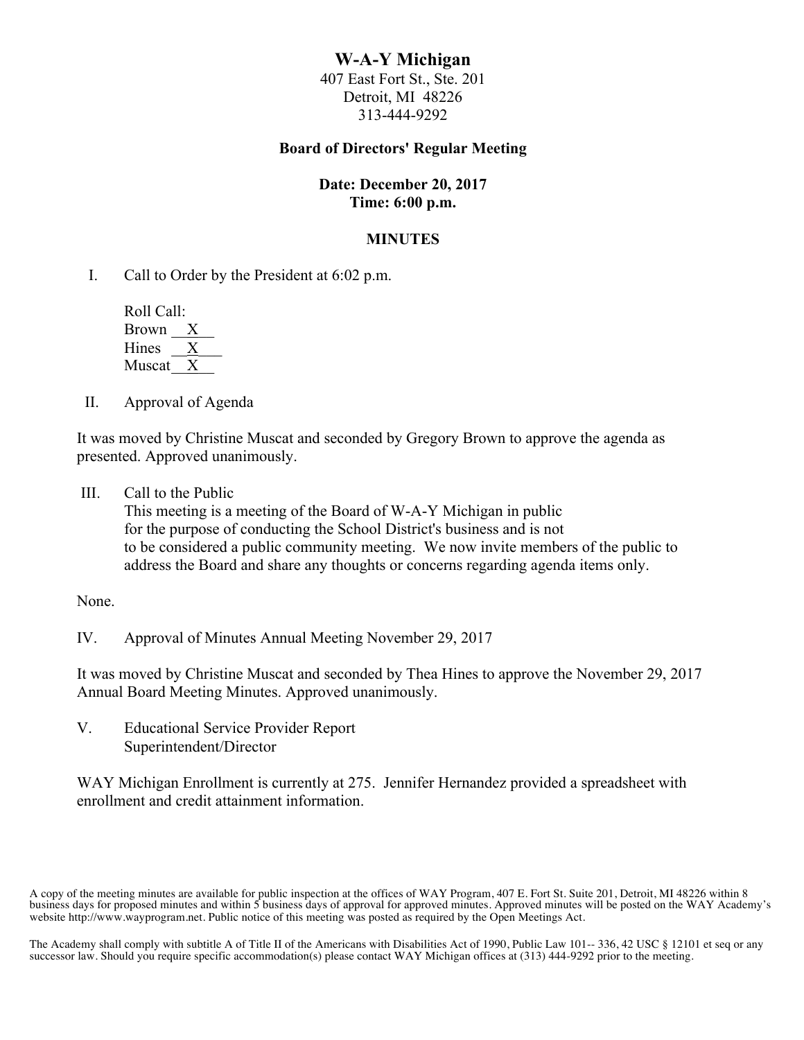# W-A-Y Michigan

407 East Fort St., Ste. 201
Detroit, MI 48226
313-444-9292

**Board of Directors' Regular Meeting**

**Date: December 20, 2017**
**Time: 6:00 p.m.**

**MINUTES**

I. Call to Order by the President at 6:02 p.m.

Roll Call:
Brown __X__
Hines __X__
Muscat __X__

II. Approval of Agenda

It was moved by Christine Muscat and seconded by Gregory Brown to approve the agenda as presented. Approved unanimously.

III. Call to the Public
This meeting is a meeting of the Board of W-A-Y Michigan in public for the purpose of conducting the School District's business and is not to be considered a public community meeting. We now invite members of the public to address the Board and share any thoughts or concerns regarding agenda items only.

None.

IV. Approval of Minutes Annual Meeting November 29, 2017

It was moved by Christine Muscat and seconded by Thea Hines to approve the November 29, 2017 Annual Board Meeting Minutes. Approved unanimously.

V. Educational Service Provider Report
Superintendent/Director

WAY Michigan Enrollment is currently at 275. Jennifer Hernandez provided a spreadsheet with enrollment and credit attainment information.

A copy of the meeting minutes are available for public inspection at the offices of WAY Program, 407 E. Fort St. Suite 201, Detroit, MI 48226 within 8 business days for proposed minutes and within 5 business days of approval for approved minutes. Approved minutes will be posted on the WAY Academy's website http://www.wayprogram.net. Public notice of this meeting was posted as required by the Open Meetings Act.

The Academy shall comply with subtitle A of Title II of the Americans with Disabilities Act of 1990, Public Law 101-- 336, 42 USC § 12101 et seq or any successor law. Should you require specific accommodation(s) please contact WAY Michigan offices at (313) 444-9292 prior to the meeting.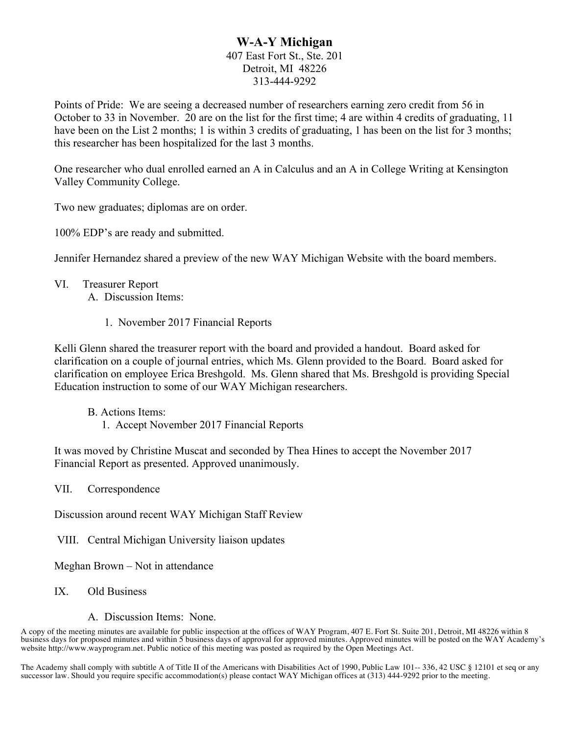# W-A-Y Michigan

407 East Fort St., Ste. 201
Detroit, MI 48226
313-444-9292

Points of Pride: We are seeing a decreased number of researchers earning zero credit from 56 in October to 33 in November. 20 are on the list for the first time; 4 are within 4 credits of graduating, 11 have been on the List 2 months; 1 is within 3 credits of graduating, 1 has been on the list for 3 months; this researcher has been hospitalized for the last 3 months.

One researcher who dual enrolled earned an A in Calculus and an A in College Writing at Kensington Valley Community College.

Two new graduates; diplomas are on order.

100% EDP's are ready and submitted.

Jennifer Hernandez shared a preview of the new WAY Michigan Website with the board members.

VI. Treasurer Report

A. Discussion Items:

1. November 2017 Financial Reports

Kelli Glenn shared the treasurer report with the board and provided a handout. Board asked for clarification on a couple of journal entries, which Ms. Glenn provided to the Board. Board asked for clarification on employee Erica Breshgold. Ms. Glenn shared that Ms. Breshgold is providing Special Education instruction to some of our WAY Michigan researchers.

B. Actions Items:

1. Accept November 2017 Financial Reports

It was moved by Christine Muscat and seconded by Thea Hines to accept the November 2017 Financial Report as presented. Approved unanimously.

VII. Correspondence

Discussion around recent WAY Michigan Staff Review

VIII. Central Michigan University liaison updates

Meghan Brown – Not in attendance

IX. Old Business

A. Discussion Items: None.

A copy of the meeting minutes are available for public inspection at the offices of WAY Program, 407 E. Fort St. Suite 201, Detroit, MI 48226 within 8 business days for proposed minutes and within 5 business days of approval for approved minutes. Approved minutes will be posted on the WAY Academy's website http://www.wayprogram.net. Public notice of this meeting was posted as required by the Open Meetings Act.

The Academy shall comply with subtitle A of Title II of the Americans with Disabilities Act of 1990, Public Law 101-- 336, 42 USC § 12101 et seq or any successor law. Should you require specific accommodation(s) please contact WAY Michigan offices at (313) 444-9292 prior to the meeting.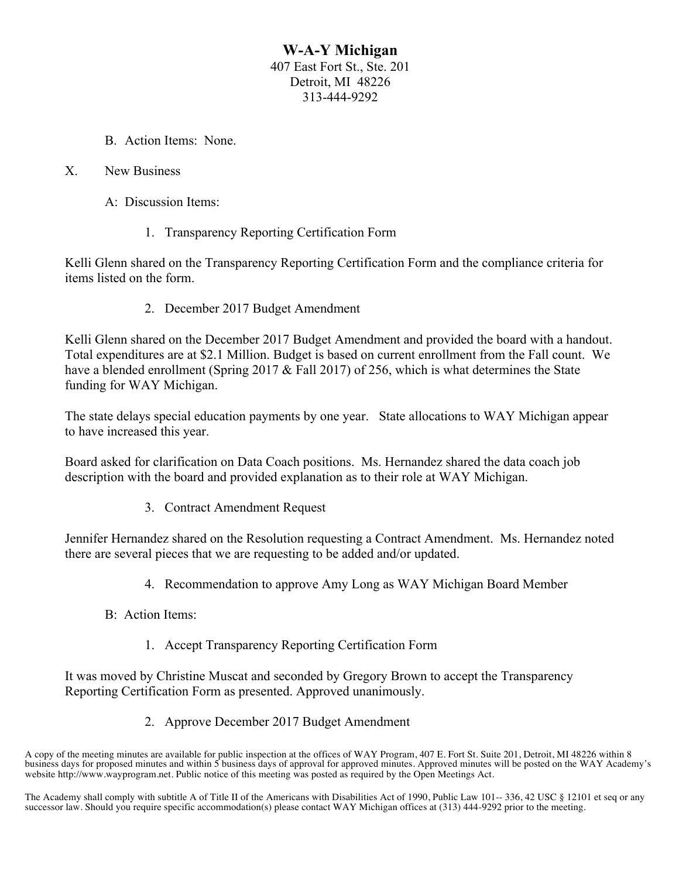**W-A-Y Michigan**
407 East Fort St., Ste. 201
Detroit, MI 48226
313-444-9292

B. Action Items: None.

X. New Business

A: Discussion Items:

1. Transparency Reporting Certification Form

Kelli Glenn shared on the Transparency Reporting Certification Form and the compliance criteria for items listed on the form.

2. December 2017 Budget Amendment

Kelli Glenn shared on the December 2017 Budget Amendment and provided the board with a handout. Total expenditures are at $2.1 Million. Budget is based on current enrollment from the Fall count. We have a blended enrollment (Spring 2017 & Fall 2017) of 256, which is what determines the State funding for WAY Michigan.

The state delays special education payments by one year. State allocations to WAY Michigan appear to have increased this year.

Board asked for clarification on Data Coach positions. Ms. Hernandez shared the data coach job description with the board and provided explanation as to their role at WAY Michigan.

3. Contract Amendment Request

Jennifer Hernandez shared on the Resolution requesting a Contract Amendment. Ms. Hernandez noted there are several pieces that we are requesting to be added and/or updated.

4. Recommendation to approve Amy Long as WAY Michigan Board Member

B: Action Items:

1. Accept Transparency Reporting Certification Form

It was moved by Christine Muscat and seconded by Gregory Brown to accept the Transparency Reporting Certification Form as presented. Approved unanimously.

2. Approve December 2017 Budget Amendment

A copy of the meeting minutes are available for public inspection at the offices of WAY Program, 407 E. Fort St. Suite 201, Detroit, MI 48226 within 8 business days for proposed minutes and within 5 business days of approval for approved minutes. Approved minutes will be posted on the WAY Academy's website http://www.wayprogram.net. Public notice of this meeting was posted as required by the Open Meetings Act.

The Academy shall comply with subtitle A of Title II of the Americans with Disabilities Act of 1990, Public Law 101-- 336, 42 USC § 12101 et seq or any successor law. Should you require specific accommodation(s) please contact WAY Michigan offices at (313) 444-9292 prior to the meeting.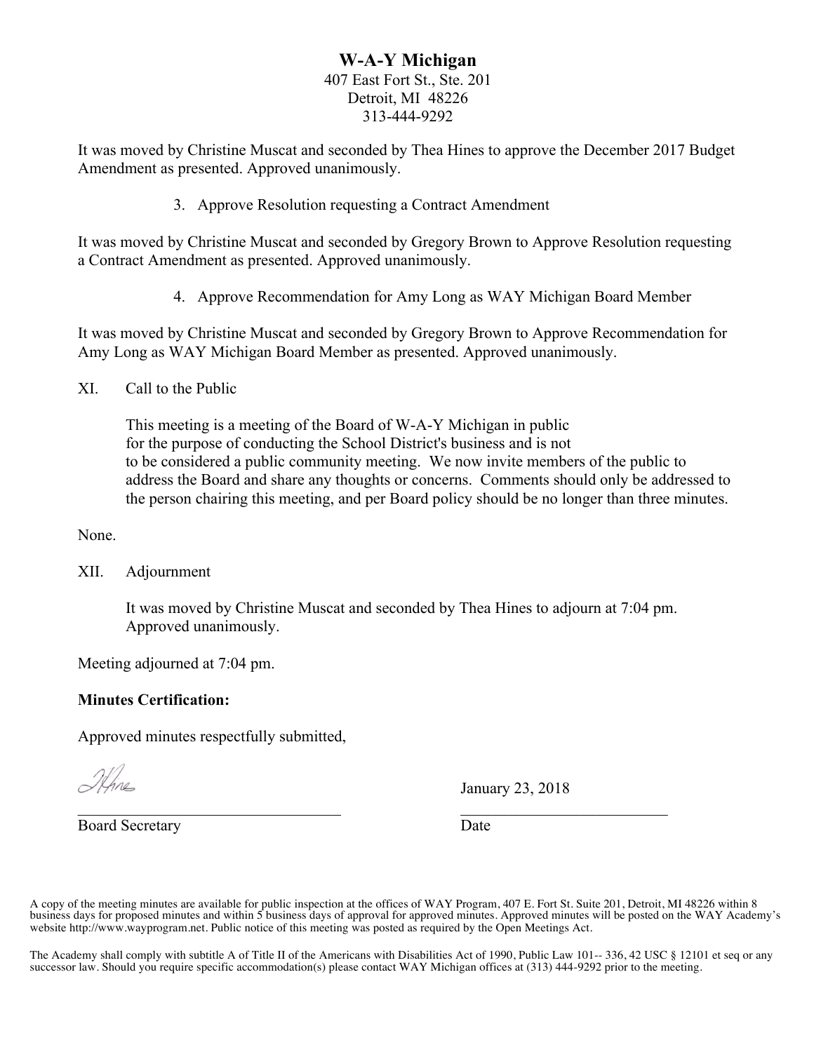**W-A-Y Michigan**
407 East Fort St., Ste. 201
Detroit, MI 48226
313-444-9292

It was moved by Christine Muscat and seconded by Thea Hines to approve the December 2017 Budget Amendment as presented. Approved unanimously.

3. Approve Resolution requesting a Contract Amendment

It was moved by Christine Muscat and seconded by Gregory Brown to Approve Resolution requesting a Contract Amendment as presented. Approved unanimously.

4. Approve Recommendation for Amy Long as WAY Michigan Board Member

It was moved by Christine Muscat and seconded by Gregory Brown to Approve Recommendation for Amy Long as WAY Michigan Board Member as presented. Approved unanimously.

XI. Call to the Public

This meeting is a meeting of the Board of W-A-Y Michigan in public for the purpose of conducting the School District's business and is not to be considered a public community meeting. We now invite members of the public to address the Board and share any thoughts or concerns. Comments should only be addressed to the person chairing this meeting, and per Board policy should be no longer than three minutes.

None.

XII. Adjournment

It was moved by Christine Muscat and seconded by Thea Hines to adjourn at 7:04 pm. Approved unanimously.

Meeting adjourned at 7:04 pm.

**Minutes Certification:**

Approved minutes respectfully submitted,

Hines ______________________ January 23, 2018

Board Secretary Date

A copy of the meeting minutes are available for public inspection at the offices of WAY Program, 407 E. Fort St. Suite 201, Detroit, MI 48226 within 8 business days for proposed minutes and within 5 business days of approval for approved minutes. Approved minutes will be posted on the WAY Academy's website http://www.wayprogram.net. Public notice of this meeting was posted as required by the Open Meetings Act.

The Academy shall comply with subtitle A of Title II of the Americans with Disabilities Act of 1990, Public Law 101-- 336, 42 USC § 12101 et seq or any successor law. Should you require specific accommodation(s) please contact WAY Michigan offices at (313) 444-9292 prior to the meeting.